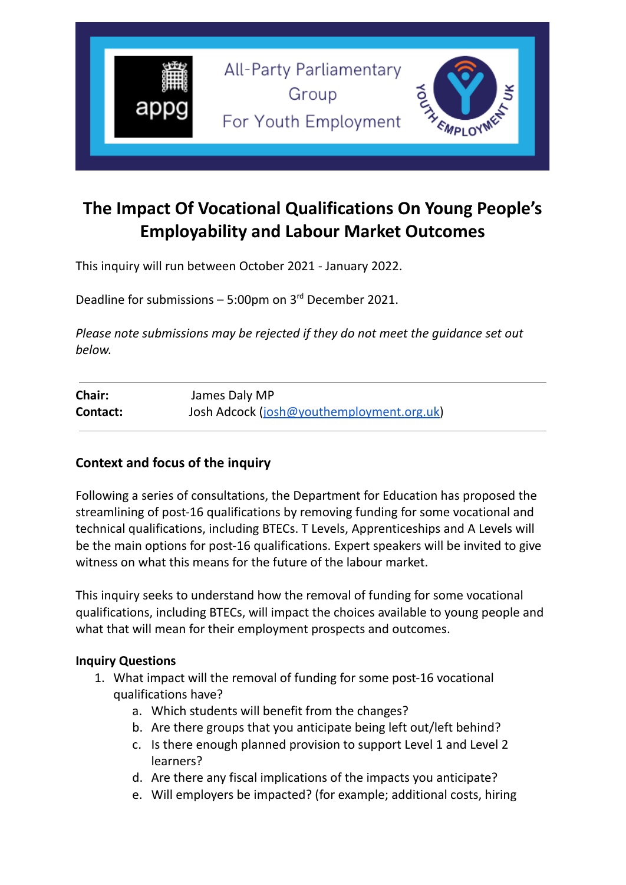All-Party Parliamentary Group For Youth Employment

# The Impact Of Vocational Qualifications On Young People's Employability and Labour Market Outcomes

This inquiry will run between October 2021 - January 2022.

Deadline for submissions – 5:00pm on 3rd December 2021.

*Please note submissions may be rejected if they do not meet the guidance set out below.*

| | |
|---|---|
| **Chair:** | James Daly MP |
| **Contact:** | Josh Adcock (josh@youthemployment.org.uk) |

### Context and focus of the inquiry

Following a series of consultations, the Department for Education has proposed the streamlining of post-16 qualifications by removing funding for some vocational and technical qualifications, including BTECs. T Levels, Apprenticeships and A Levels will be the main options for post-16 qualifications. Expert speakers will be invited to give witness on what this means for the future of the labour market.

This inquiry seeks to understand how the removal of funding for some vocational qualifications, including BTECs, will impact the choices available to young people and what that will mean for their employment prospects and outcomes.

**Inquiry Questions**

1. What impact will the removal of funding for some post-16 vocational qualifications have?
   a. Which students will benefit from the changes?
   b. Are there groups that you anticipate being left out/left behind?
   c. Is there enough planned provision to support Level 1 and Level 2 learners?
   d. Are there any fiscal implications of the impacts you anticipate?
   e. Will employers be impacted? (for example; additional costs, hiring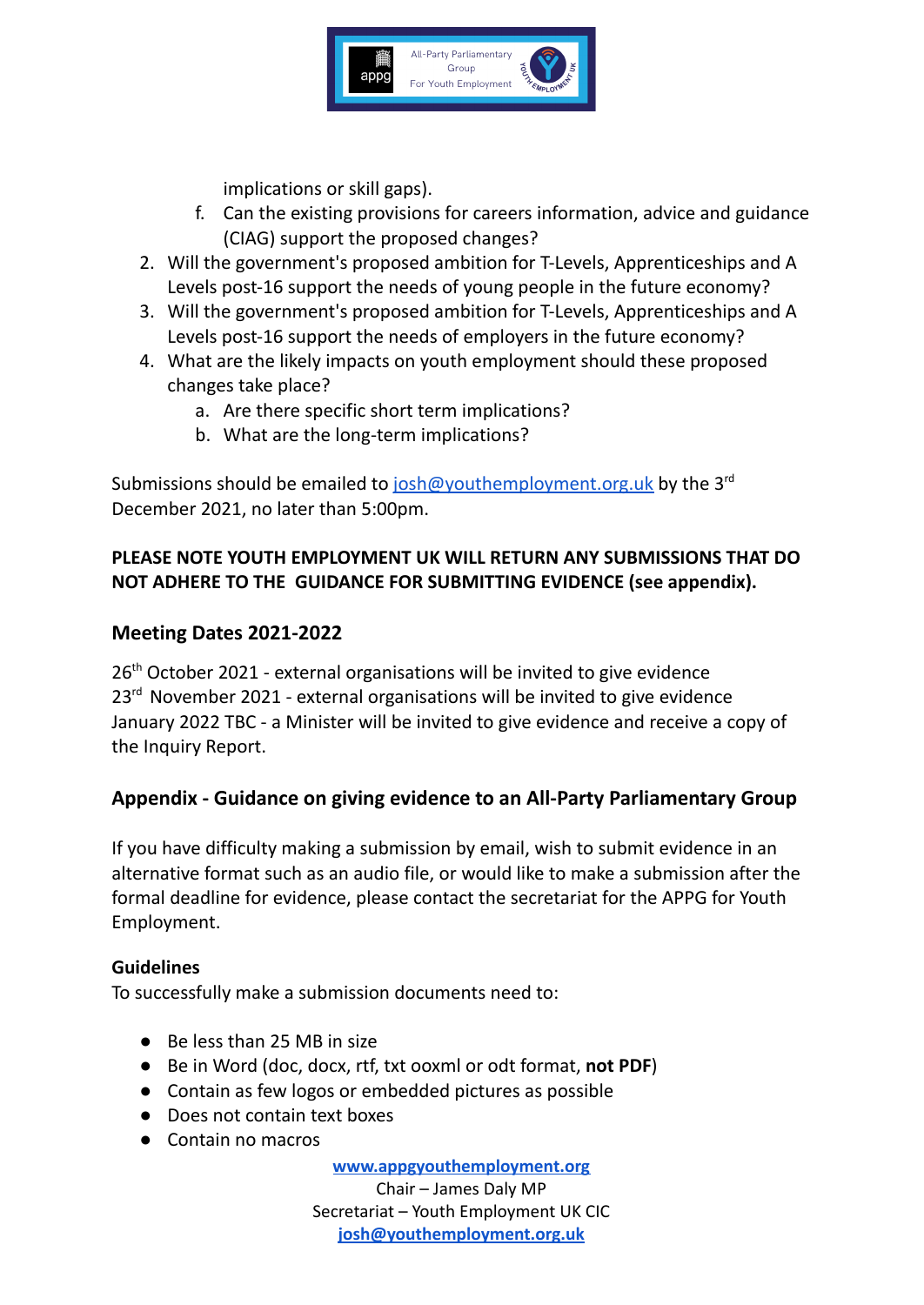implications or skill gaps).

   f. Can the existing provisions for careers information, advice and guidance (CIAG) support the proposed changes?

2. Will the government's proposed ambition for T-Levels, Apprenticeships and A Levels post-16 support the needs of young people in the future economy?
3. Will the government's proposed ambition for T-Levels, Apprenticeships and A Levels post-16 support the needs of employers in the future economy?
4. What are the likely impacts on youth employment should these proposed changes take place?
   a. Are there specific short term implications?
   b. What are the long-term implications?

Submissions should be emailed to josh@youthemployment.org.uk by the 3rd December 2021, no later than 5:00pm.

**PLEASE NOTE YOUTH EMPLOYMENT UK WILL RETURN ANY SUBMISSIONS THAT DO NOT ADHERE TO THE GUIDANCE FOR SUBMITTING EVIDENCE (see appendix).**

## Meeting Dates 2021-2022

26th October 2021 - external organisations will be invited to give evidence
23rd November 2021 - external organisations will be invited to give evidence
January 2022 TBC - a Minister will be invited to give evidence and receive a copy of the Inquiry Report.

## Appendix - Guidance on giving evidence to an All-Party Parliamentary Group

If you have difficulty making a submission by email, wish to submit evidence in an alternative format such as an audio file, or would like to make a submission after the formal deadline for evidence, please contact the secretariat for the APPG for Youth Employment.

**Guidelines**

To successfully make a submission documents need to:

- Be less than 25 MB in size
- Be in Word (doc, docx, rtf, txt ooxml or odt format, **not PDF**)
- Contain as few logos or embedded pictures as possible
- Does not contain text boxes
- Contain no macros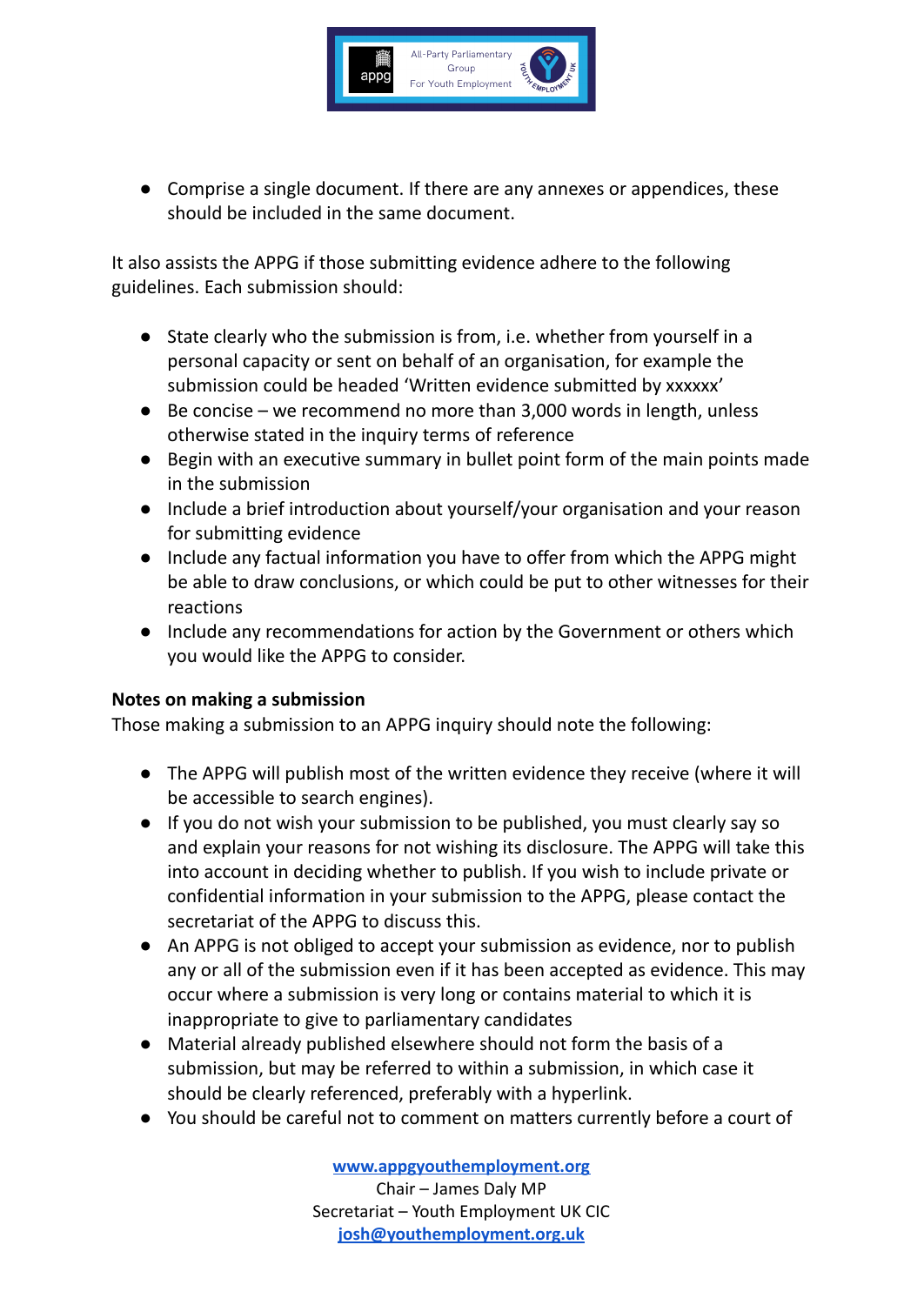- Comprise a single document. If there are any annexes or appendices, these should be included in the same document.

It also assists the APPG if those submitting evidence adhere to the following guidelines. Each submission should:

- State clearly who the submission is from, i.e. whether from yourself in a personal capacity or sent on behalf of an organisation, for example the submission could be headed 'Written evidence submitted by xxxxxx'
- Be concise – we recommend no more than 3,000 words in length, unless otherwise stated in the inquiry terms of reference
- Begin with an executive summary in bullet point form of the main points made in the submission
- Include a brief introduction about yourself/your organisation and your reason for submitting evidence
- Include any factual information you have to offer from which the APPG might be able to draw conclusions, or which could be put to other witnesses for their reactions
- Include any recommendations for action by the Government or others which you would like the APPG to consider.

**Notes on making a submission**

Those making a submission to an APPG inquiry should note the following:

- The APPG will publish most of the written evidence they receive (where it will be accessible to search engines).
- If you do not wish your submission to be published, you must clearly say so and explain your reasons for not wishing its disclosure. The APPG will take this into account in deciding whether to publish. If you wish to include private or confidential information in your submission to the APPG, please contact the secretariat of the APPG to discuss this.
- An APPG is not obliged to accept your submission as evidence, nor to publish any or all of the submission even if it has been accepted as evidence. This may occur where a submission is very long or contains material to which it is inappropriate to give to parliamentary candidates
- Material already published elsewhere should not form the basis of a submission, but may be referred to within a submission, in which case it should be clearly referenced, preferably with a hyperlink.
- You should be careful not to comment on matters currently before a court of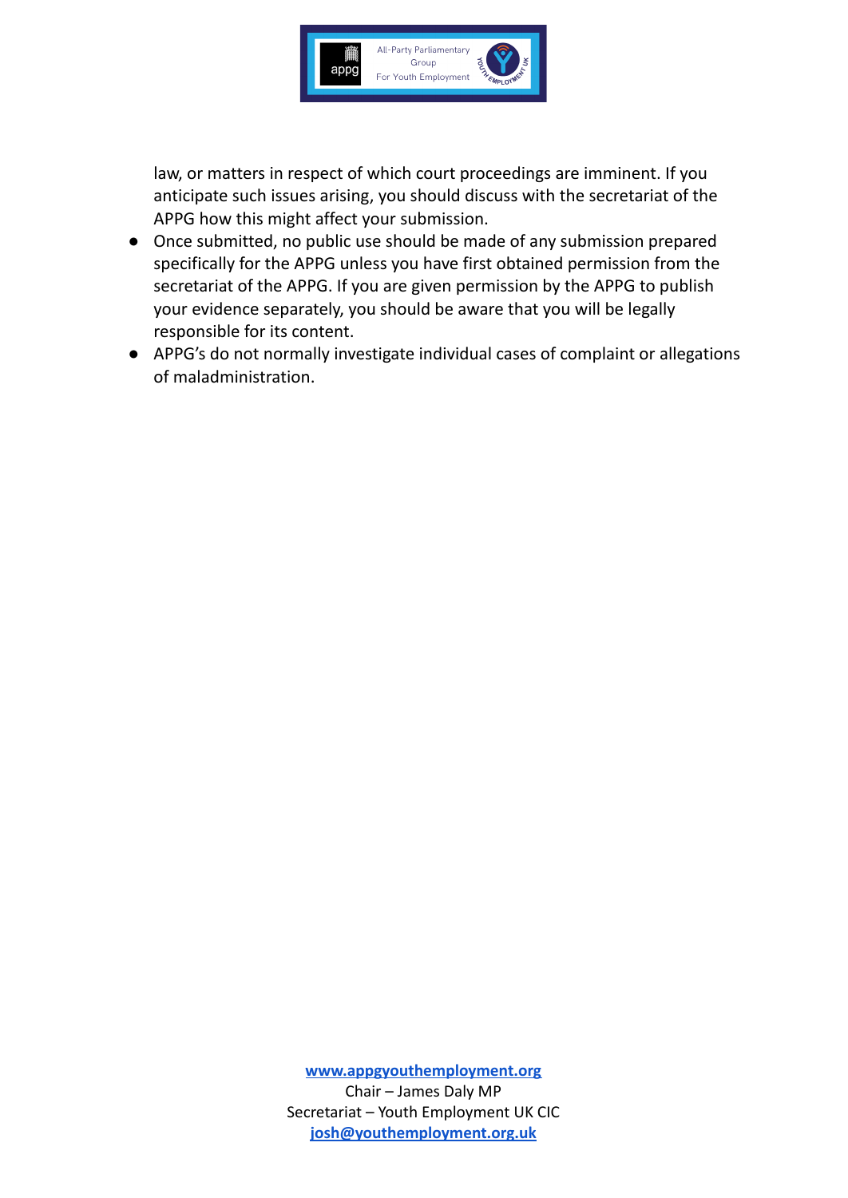law, or matters in respect of which court proceedings are imminent. If you anticipate such issues arising, you should discuss with the secretariat of the APPG how this might affect your submission.

- Once submitted, no public use should be made of any submission prepared specifically for the APPG unless you have first obtained permission from the secretariat of the APPG. If you are given permission by the APPG to publish your evidence separately, you should be aware that you will be legally responsible for its content.
- APPG's do not normally investigate individual cases of complaint or allegations of maladministration.